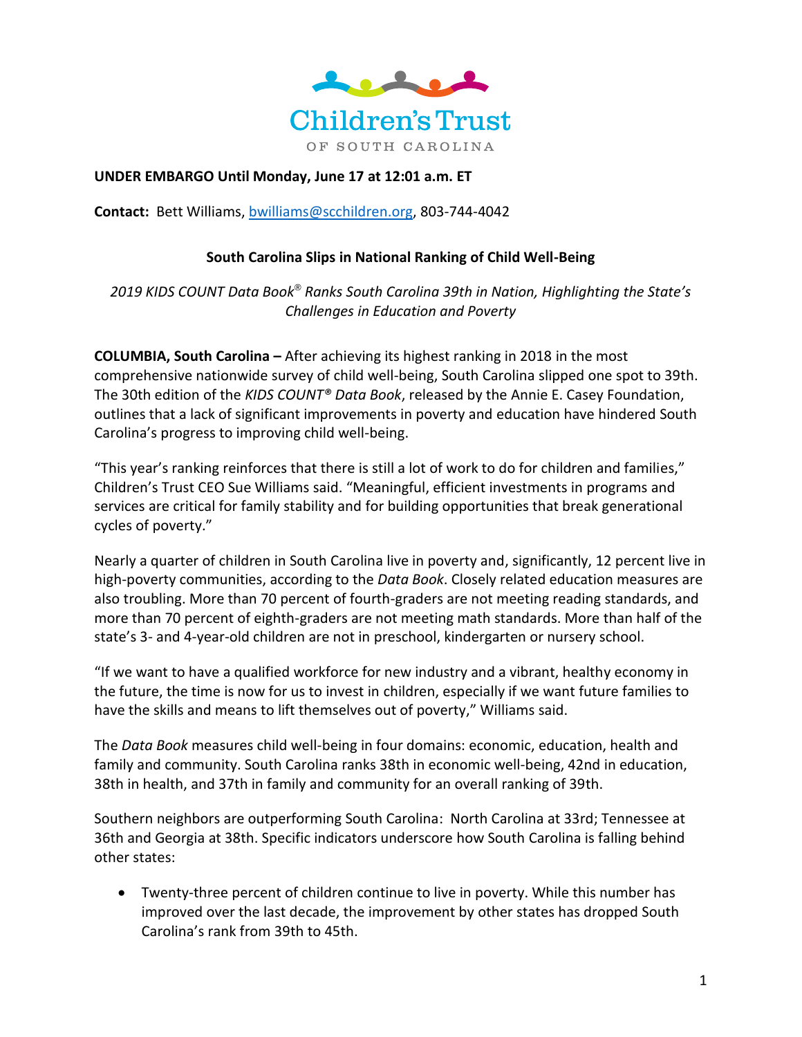Children's Trust

OF SOUTH CAROLINA

**UNDER EMBARGO Until Monday, June 17 at 12:01 a.m. ET**

**Contact:** Bett Williams, bwilliams@scchildren.org, 803-744-4042

## South Carolina Slips in National Ranking of Child Well-Being

*2019 KIDS COUNT Data Book® Ranks South Carolina 39th in Nation, Highlighting the State's Challenges in Education and Poverty*

**COLUMBIA, South Carolina –** After achieving its highest ranking in 2018 in the most comprehensive nationwide survey of child well-being, South Carolina slipped one spot to 39th. The 30th edition of the *KIDS COUNT® Data Book*, released by the Annie E. Casey Foundation, outlines that a lack of significant improvements in poverty and education have hindered South Carolina's progress to improving child well-being.

"This year's ranking reinforces that there is still a lot of work to do for children and families," Children's Trust CEO Sue Williams said. "Meaningful, efficient investments in programs and services are critical for family stability and for building opportunities that break generational cycles of poverty."

Nearly a quarter of children in South Carolina live in poverty and, significantly, 12 percent live in high-poverty communities, according to the *Data Book*. Closely related education measures are also troubling. More than 70 percent of fourth-graders are not meeting reading standards, and more than 70 percent of eighth-graders are not meeting math standards. More than half of the state's 3- and 4-year-old children are not in preschool, kindergarten or nursery school.

"If we want to have a qualified workforce for new industry and a vibrant, healthy economy in the future, the time is now for us to invest in children, especially if we want future families to have the skills and means to lift themselves out of poverty," Williams said.

The *Data Book* measures child well-being in four domains: economic, education, health and family and community. South Carolina ranks 38th in economic well-being, 42nd in education, 38th in health, and 37th in family and community for an overall ranking of 39th.

Southern neighbors are outperforming South Carolina: North Carolina at 33rd; Tennessee at 36th and Georgia at 38th. Specific indicators underscore how South Carolina is falling behind other states:

- Twenty-three percent of children continue to live in poverty. While this number has improved over the last decade, the improvement by other states has dropped South Carolina's rank from 39th to 45th.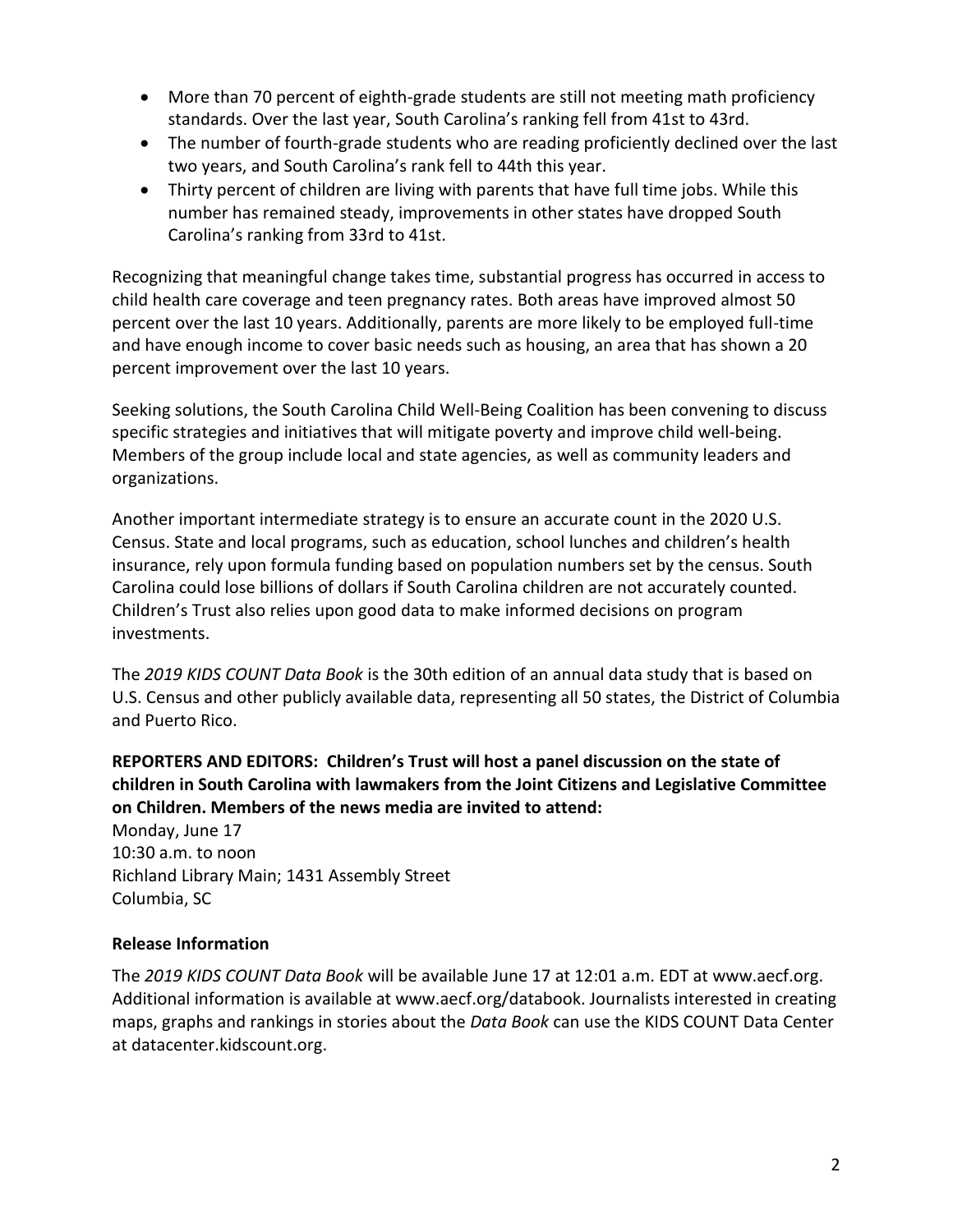- More than 70 percent of eighth-grade students are still not meeting math proficiency standards. Over the last year, South Carolina's ranking fell from 41st to 43rd.
- The number of fourth-grade students who are reading proficiently declined over the last two years, and South Carolina's rank fell to 44th this year.
- Thirty percent of children are living with parents that have full time jobs. While this number has remained steady, improvements in other states have dropped South Carolina's ranking from 33rd to 41st.

Recognizing that meaningful change takes time, substantial progress has occurred in access to child health care coverage and teen pregnancy rates. Both areas have improved almost 50 percent over the last 10 years. Additionally, parents are more likely to be employed full-time and have enough income to cover basic needs such as housing, an area that has shown a 20 percent improvement over the last 10 years.

Seeking solutions, the South Carolina Child Well-Being Coalition has been convening to discuss specific strategies and initiatives that will mitigate poverty and improve child well-being. Members of the group include local and state agencies, as well as community leaders and organizations.

Another important intermediate strategy is to ensure an accurate count in the 2020 U.S. Census. State and local programs, such as education, school lunches and children's health insurance, rely upon formula funding based on population numbers set by the census. South Carolina could lose billions of dollars if South Carolina children are not accurately counted. Children's Trust also relies upon good data to make informed decisions on program investments.

The *2019 KIDS COUNT Data Book* is the 30th edition of an annual data study that is based on U.S. Census and other publicly available data, representing all 50 states, the District of Columbia and Puerto Rico.

**REPORTERS AND EDITORS: Children's Trust will host a panel discussion on the state of children in South Carolina with lawmakers from the Joint Citizens and Legislative Committee on Children. Members of the news media are invited to attend:**
Monday, June 17
10:30 a.m. to noon
Richland Library Main; 1431 Assembly Street
Columbia, SC

**Release Information**

The *2019 KIDS COUNT Data Book* will be available June 17 at 12:01 a.m. EDT at www.aecf.org. Additional information is available at www.aecf.org/databook. Journalists interested in creating maps, graphs and rankings in stories about the *Data Book* can use the KIDS COUNT Data Center at datacenter.kidscount.org.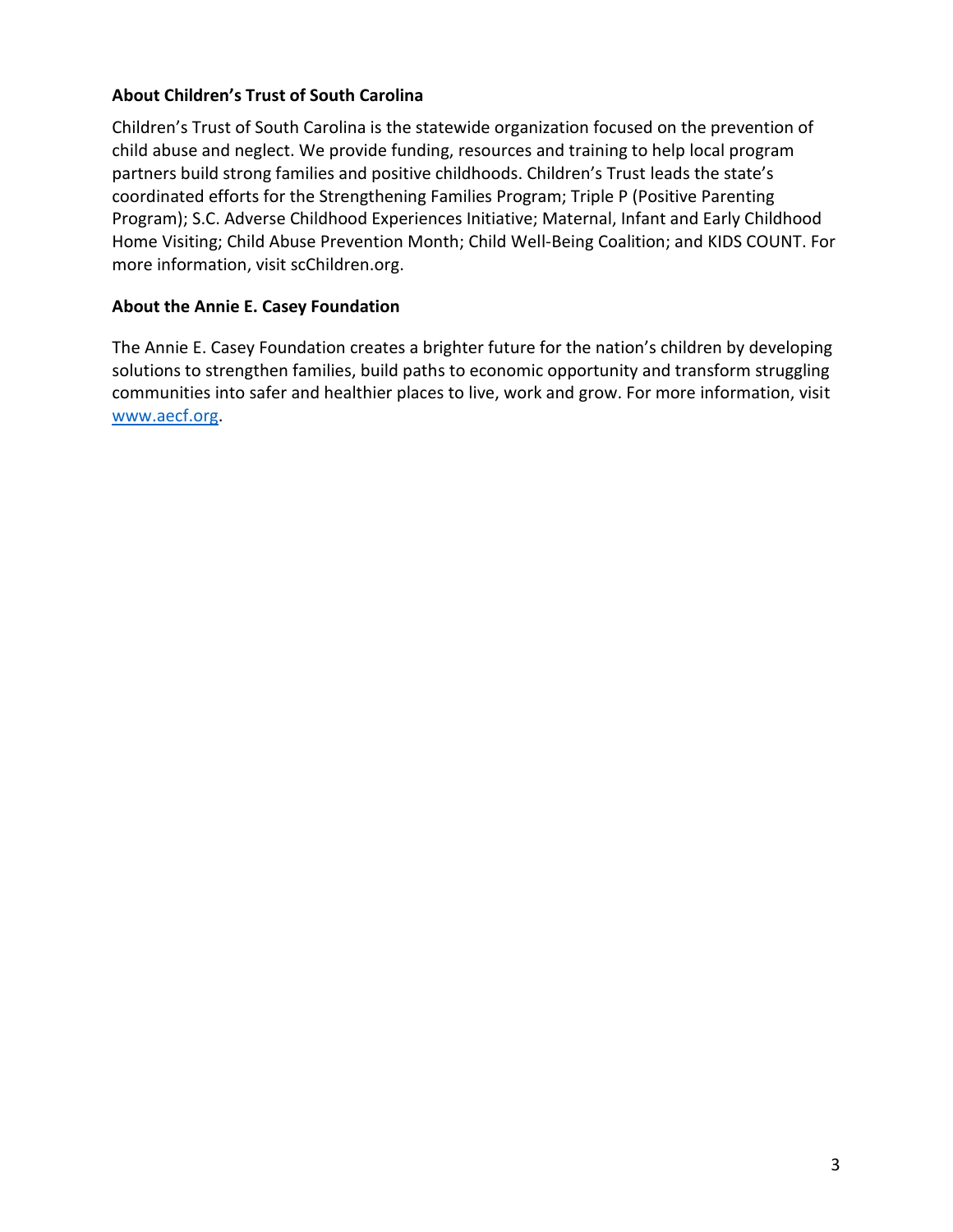**About Children's Trust of South Carolina**

Children's Trust of South Carolina is the statewide organization focused on the prevention of child abuse and neglect. We provide funding, resources and training to help local program partners build strong families and positive childhoods. Children's Trust leads the state's coordinated efforts for the Strengthening Families Program; Triple P (Positive Parenting Program); S.C. Adverse Childhood Experiences Initiative; Maternal, Infant and Early Childhood Home Visiting; Child Abuse Prevention Month; Child Well-Being Coalition; and KIDS COUNT. For more information, visit scChildren.org.

**About the Annie E. Casey Foundation**

The Annie E. Casey Foundation creates a brighter future for the nation's children by developing solutions to strengthen families, build paths to economic opportunity and transform struggling communities into safer and healthier places to live, work and grow. For more information, visit [www.aecf.org](http://www.aecf.org).